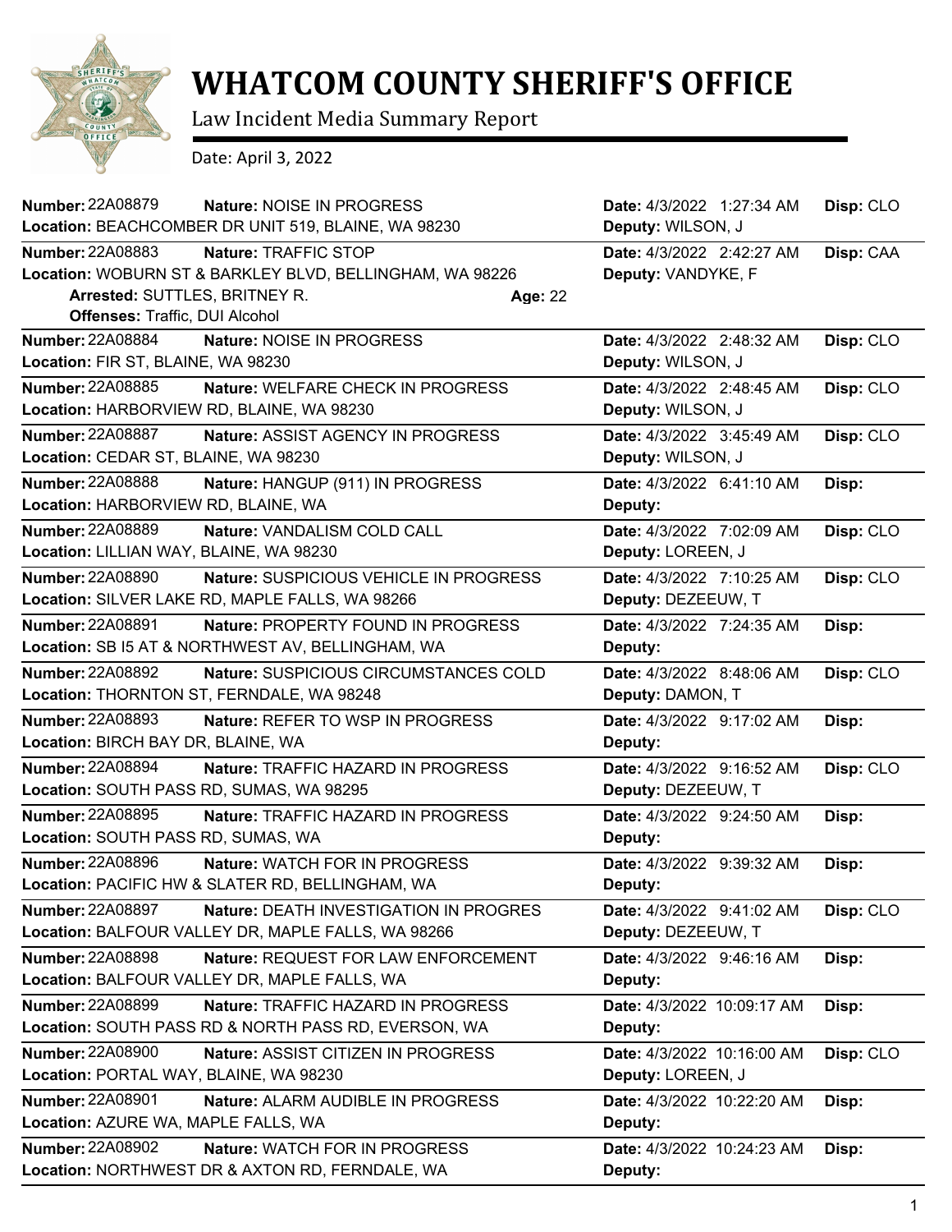# WHATCOM COUNTY SHERIFF'S OFFICE

Law Incident Media Summary Report

Date: April 3, 2022

**Number:** 22A08879 **Nature:** NOISE IN PROGRESS **Date:** 4/3/2022 1:27:34 AM **Disp:** CLO
**Location:** BEACHCOMBER DR UNIT 519, BLAINE, WA 98230 **Deputy:** WILSON, J

---

**Number:** 22A08883 **Nature:** TRAFFIC STOP **Date:** 4/3/2022 2:42:27 AM **Disp:** CAA
**Location:** WOBURN ST & BARKLEY BLVD, BELLINGHAM, WA 98226 **Deputy:** VANDYKE, F
**Arrested:** SUTTLES, BRITNEY R. **Age:** 22
**Offenses:** Traffic, DUI Alcohol

---

**Number:** 22A08884 **Nature:** NOISE IN PROGRESS **Date:** 4/3/2022 2:48:32 AM **Disp:** CLO
**Location:** FIR ST, BLAINE, WA 98230 **Deputy:** WILSON, J

---

**Number:** 22A08885 **Nature:** WELFARE CHECK IN PROGRESS **Date:** 4/3/2022 2:48:45 AM **Disp:** CLO
**Location:** HARBORVIEW RD, BLAINE, WA 98230 **Deputy:** WILSON, J

---

**Number:** 22A08887 **Nature:** ASSIST AGENCY IN PROGRESS **Date:** 4/3/2022 3:45:49 AM **Disp:** CLO
**Location:** CEDAR ST, BLAINE, WA 98230 **Deputy:** WILSON, J

---

**Number:** 22A08888 **Nature:** HANGUP (911) IN PROGRESS **Date:** 4/3/2022 6:41:10 AM **Disp:**
**Location:** HARBORVIEW RD, BLAINE, WA **Deputy:**

---

**Number:** 22A08889 **Nature:** VANDALISM COLD CALL **Date:** 4/3/2022 7:02:09 AM **Disp:** CLO
**Location:** LILLIAN WAY, BLAINE, WA 98230 **Deputy:** LOREEN, J

---

**Number:** 22A08890 **Nature:** SUSPICIOUS VEHICLE IN PROGRESS **Date:** 4/3/2022 7:10:25 AM **Disp:** CLO
**Location:** SILVER LAKE RD, MAPLE FALLS, WA 98266 **Deputy:** DEZEEUW, T

---

**Number:** 22A08891 **Nature:** PROPERTY FOUND IN PROGRESS **Date:** 4/3/2022 7:24:35 AM **Disp:**
**Location:** SB I5 AT & NORTHWEST AV, BELLINGHAM, WA **Deputy:**

---

**Number:** 22A08892 **Nature:** SUSPICIOUS CIRCUMSTANCES COLD **Date:** 4/3/2022 8:48:06 AM **Disp:** CLO
**Location:** THORNTON ST, FERNDALE, WA 98248 **Deputy:** DAMON, T

---

**Number:** 22A08893 **Nature:** REFER TO WSP IN PROGRESS **Date:** 4/3/2022 9:17:02 AM **Disp:**
**Location:** BIRCH BAY DR, BLAINE, WA **Deputy:**

---

**Number:** 22A08894 **Nature:** TRAFFIC HAZARD IN PROGRESS **Date:** 4/3/2022 9:16:52 AM **Disp:** CLO
**Location:** SOUTH PASS RD, SUMAS, WA 98295 **Deputy:** DEZEEUW, T

---

**Number:** 22A08895 **Nature:** TRAFFIC HAZARD IN PROGRESS **Date:** 4/3/2022 9:24:50 AM **Disp:**
**Location:** SOUTH PASS RD, SUMAS, WA **Deputy:**

---

**Number:** 22A08896 **Nature:** WATCH FOR IN PROGRESS **Date:** 4/3/2022 9:39:32 AM **Disp:**
**Location:** PACIFIC HW & SLATER RD, BELLINGHAM, WA **Deputy:**

---

**Number:** 22A08897 **Nature:** DEATH INVESTIGATION IN PROGRES **Date:** 4/3/2022 9:41:02 AM **Disp:** CLO
**Location:** BALFOUR VALLEY DR, MAPLE FALLS, WA 98266 **Deputy:** DEZEEUW, T

---

**Number:** 22A08898 **Nature:** REQUEST FOR LAW ENFORCEMENT **Date:** 4/3/2022 9:46:16 AM **Disp:**
**Location:** BALFOUR VALLEY DR, MAPLE FALLS, WA **Deputy:**

---

**Number:** 22A08899 **Nature:** TRAFFIC HAZARD IN PROGRESS **Date:** 4/3/2022 10:09:17 AM **Disp:**
**Location:** SOUTH PASS RD & NORTH PASS RD, EVERSON, WA **Deputy:**

---

**Number:** 22A08900 **Nature:** ASSIST CITIZEN IN PROGRESS **Date:** 4/3/2022 10:16:00 AM **Disp:** CLO
**Location:** PORTAL WAY, BLAINE, WA 98230 **Deputy:** LOREEN, J

---

**Number:** 22A08901 **Nature:** ALARM AUDIBLE IN PROGRESS **Date:** 4/3/2022 10:22:20 AM **Disp:**
**Location:** AZURE WA, MAPLE FALLS, WA **Deputy:**

---

**Number:** 22A08902 **Nature:** WATCH FOR IN PROGRESS **Date:** 4/3/2022 10:24:23 AM **Disp:**
**Location:** NORTHWEST DR & AXTON RD, FERNDALE, WA **Deputy:**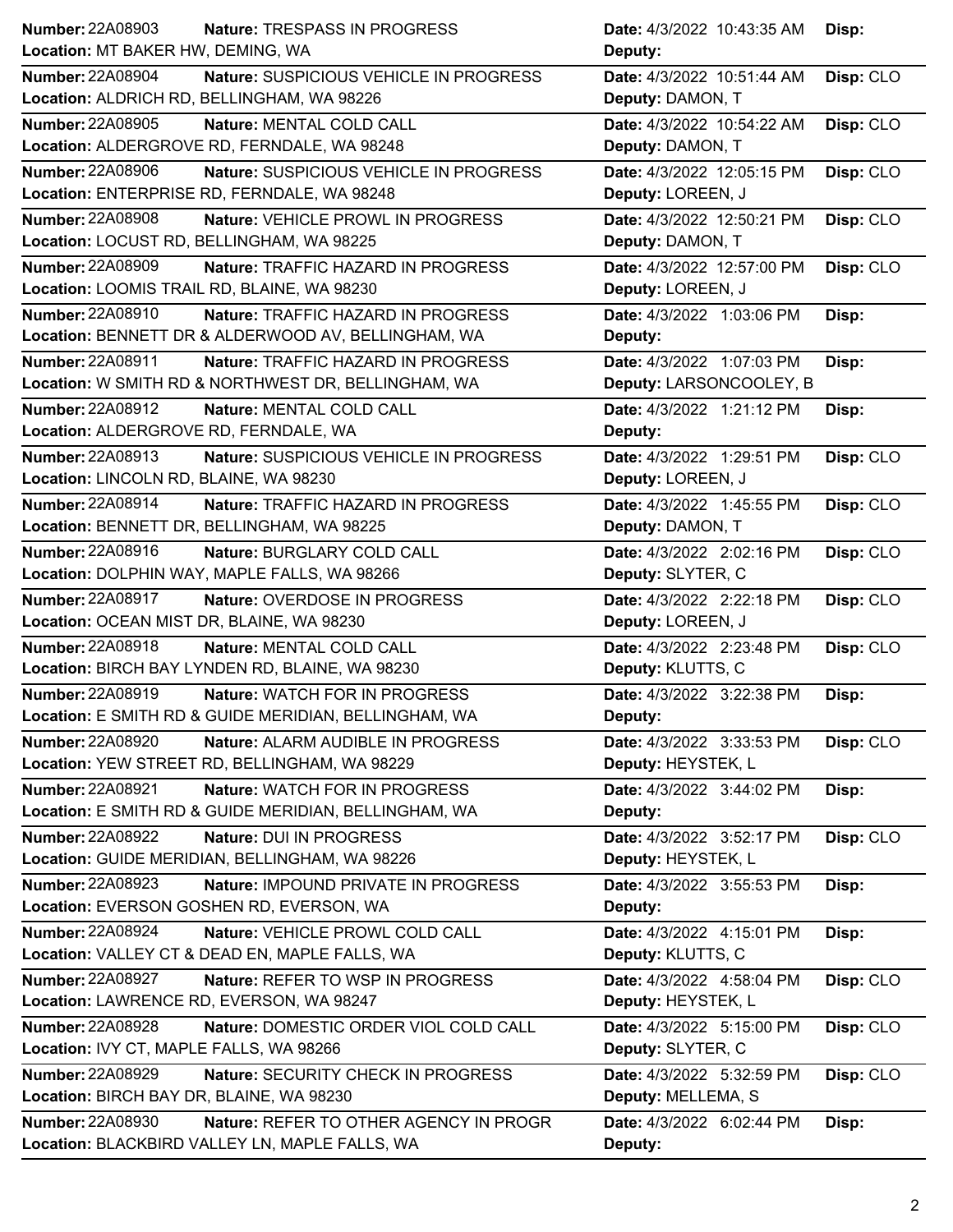| Number | Nature | Location | Date | Deputy | Disp |
|---|---|---|---|---|---|
| 22A08903 | TRESPASS IN PROGRESS | MT BAKER HW, DEMING, WA | 4/3/2022 10:43:35 AM | | |
| 22A08904 | SUSPICIOUS VEHICLE IN PROGRESS | ALDRICH RD, BELLINGHAM, WA 98226 | 4/3/2022 10:51:44 AM | DAMON, T | CLO |
| 22A08905 | MENTAL COLD CALL | ALDERGROVE RD, FERNDALE, WA 98248 | 4/3/2022 10:54:22 AM | DAMON, T | CLO |
| 22A08906 | SUSPICIOUS VEHICLE IN PROGRESS | ENTERPRISE RD, FERNDALE, WA 98248 | 4/3/2022 12:05:15 PM | LOREEN, J | CLO |
| 22A08908 | VEHICLE PROWL IN PROGRESS | LOCUST RD, BELLINGHAM, WA 98225 | 4/3/2022 12:50:21 PM | DAMON, T | CLO |
| 22A08909 | TRAFFIC HAZARD IN PROGRESS | LOOMIS TRAIL RD, BLAINE, WA 98230 | 4/3/2022 12:57:00 PM | LOREEN, J | CLO |
| 22A08910 | TRAFFIC HAZARD IN PROGRESS | BENNETT DR & ALDERWOOD AV, BELLINGHAM, WA | 4/3/2022 1:03:06 PM | | |
| 22A08911 | TRAFFIC HAZARD IN PROGRESS | W SMITH RD & NORTHWEST DR, BELLINGHAM, WA | 4/3/2022 1:07:03 PM | LARSONCOOLEY, B | |
| 22A08912 | MENTAL COLD CALL | ALDERGROVE RD, FERNDALE, WA | 4/3/2022 1:21:12 PM | | |
| 22A08913 | SUSPICIOUS VEHICLE IN PROGRESS | LINCOLN RD, BLAINE, WA 98230 | 4/3/2022 1:29:51 PM | LOREEN, J | CLO |
| 22A08914 | TRAFFIC HAZARD IN PROGRESS | BENNETT DR, BELLINGHAM, WA 98225 | 4/3/2022 1:45:55 PM | DAMON, T | CLO |
| 22A08916 | BURGLARY COLD CALL | DOLPHIN WAY, MAPLE FALLS, WA 98266 | 4/3/2022 2:02:16 PM | SLYTER, C | CLO |
| 22A08917 | OVERDOSE IN PROGRESS | OCEAN MIST DR, BLAINE, WA 98230 | 4/3/2022 2:22:18 PM | LOREEN, J | CLO |
| 22A08918 | MENTAL COLD CALL | BIRCH BAY LYNDEN RD, BLAINE, WA 98230 | 4/3/2022 2:23:48 PM | KLUTTS, C | CLO |
| 22A08919 | WATCH FOR IN PROGRESS | E SMITH RD & GUIDE MERIDIAN, BELLINGHAM, WA | 4/3/2022 3:22:38 PM | | |
| 22A08920 | ALARM AUDIBLE IN PROGRESS | YEW STREET RD, BELLINGHAM, WA 98229 | 4/3/2022 3:33:53 PM | HEYSTEK, L | CLO |
| 22A08921 | WATCH FOR IN PROGRESS | E SMITH RD & GUIDE MERIDIAN, BELLINGHAM, WA | 4/3/2022 3:44:02 PM | | |
| 22A08922 | DUI IN PROGRESS | GUIDE MERIDIAN, BELLINGHAM, WA 98226 | 4/3/2022 3:52:17 PM | HEYSTEK, L | CLO |
| 22A08923 | IMPOUND PRIVATE IN PROGRESS | EVERSON GOSHEN RD, EVERSON, WA | 4/3/2022 3:55:53 PM | | |
| 22A08924 | VEHICLE PROWL COLD CALL | VALLEY CT & DEAD EN, MAPLE FALLS, WA | 4/3/2022 4:15:01 PM | KLUTTS, C | |
| 22A08927 | REFER TO WSP IN PROGRESS | LAWRENCE RD, EVERSON, WA 98247 | 4/3/2022 4:58:04 PM | HEYSTEK, L | CLO |
| 22A08928 | DOMESTIC ORDER VIOL COLD CALL | IVY CT, MAPLE FALLS, WA 98266 | 4/3/2022 5:15:00 PM | SLYTER, C | CLO |
| 22A08929 | SECURITY CHECK IN PROGRESS | BIRCH BAY DR, BLAINE, WA 98230 | 4/3/2022 5:32:59 PM | MELLEMA, S | CLO |
| 22A08930 | REFER TO OTHER AGENCY IN PROGR | BLACKBIRD VALLEY LN, MAPLE FALLS, WA | 4/3/2022 6:02:44 PM | | |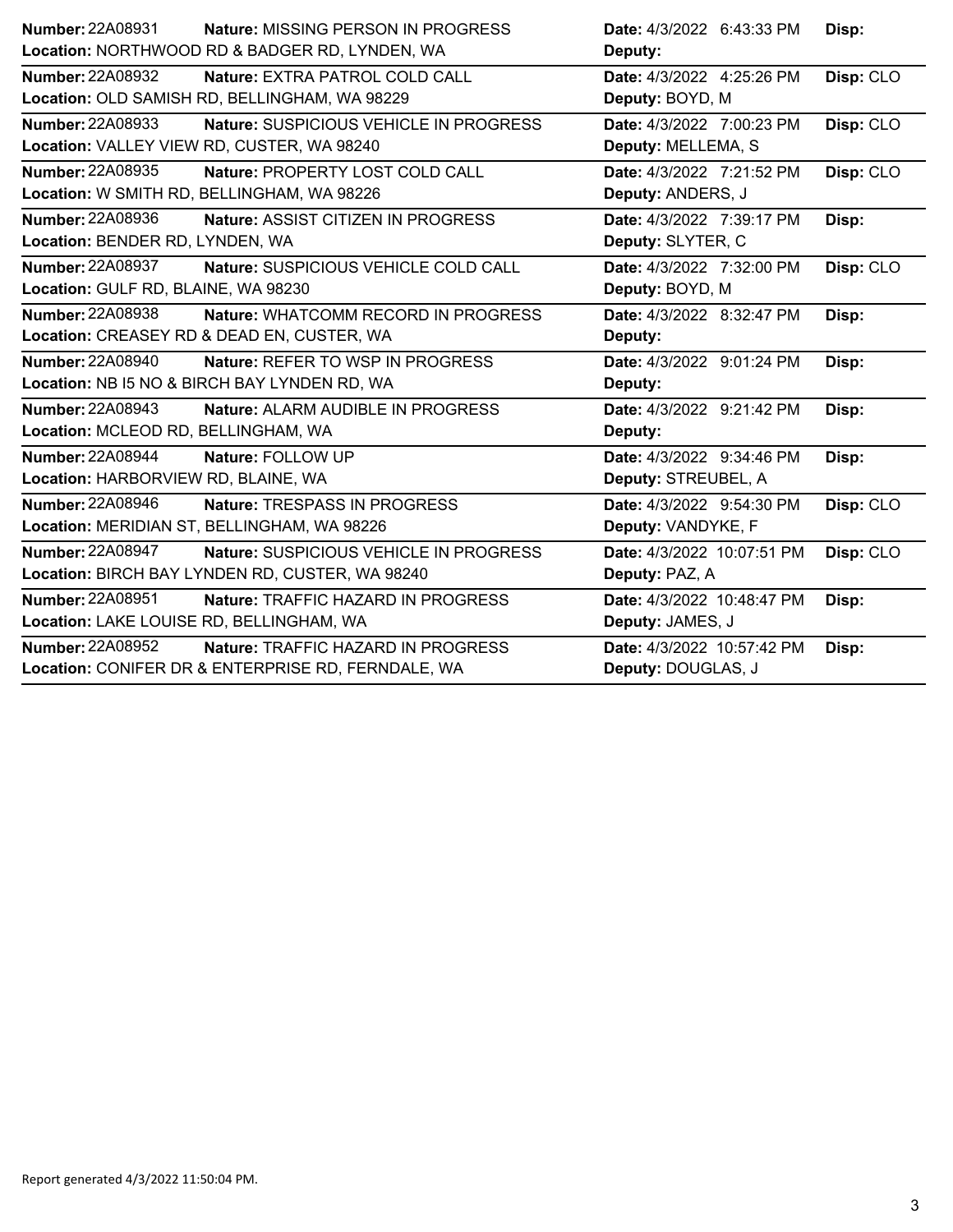| Number | Nature | Date | Disp |
|---|---|---|---|
| **Number:** 22A08931 | **Nature:** MISSING PERSON IN PROGRESS | **Date:** 4/3/2022 6:43:33 PM | **Disp:** |
| **Location:** NORTHWOOD RD & BADGER RD, LYNDEN, WA | | **Deputy:** | |
| **Number:** 22A08932 | **Nature:** EXTRA PATROL COLD CALL | **Date:** 4/3/2022 4:25:26 PM | **Disp:** CLO |
| **Location:** OLD SAMISH RD, BELLINGHAM, WA 98229 | | **Deputy:** BOYD, M | |
| **Number:** 22A08933 | **Nature:** SUSPICIOUS VEHICLE IN PROGRESS | **Date:** 4/3/2022 7:00:23 PM | **Disp:** CLO |
| **Location:** VALLEY VIEW RD, CUSTER, WA 98240 | | **Deputy:** MELLEMA, S | |
| **Number:** 22A08935 | **Nature:** PROPERTY LOST COLD CALL | **Date:** 4/3/2022 7:21:52 PM | **Disp:** CLO |
| **Location:** W SMITH RD, BELLINGHAM, WA 98226 | | **Deputy:** ANDERS, J | |
| **Number:** 22A08936 | **Nature:** ASSIST CITIZEN IN PROGRESS | **Date:** 4/3/2022 7:39:17 PM | **Disp:** |
| **Location:** BENDER RD, LYNDEN, WA | | **Deputy:** SLYTER, C | |
| **Number:** 22A08937 | **Nature:** SUSPICIOUS VEHICLE COLD CALL | **Date:** 4/3/2022 7:32:00 PM | **Disp:** CLO |
| **Location:** GULF RD, BLAINE, WA 98230 | | **Deputy:** BOYD, M | |
| **Number:** 22A08938 | **Nature:** WHATCOMM RECORD IN PROGRESS | **Date:** 4/3/2022 8:32:47 PM | **Disp:** |
| **Location:** CREASEY RD & DEAD EN, CUSTER, WA | | **Deputy:** | |
| **Number:** 22A08940 | **Nature:** REFER TO WSP IN PROGRESS | **Date:** 4/3/2022 9:01:24 PM | **Disp:** |
| **Location:** NB I5 NO & BIRCH BAY LYNDEN RD, WA | | **Deputy:** | |
| **Number:** 22A08943 | **Nature:** ALARM AUDIBLE IN PROGRESS | **Date:** 4/3/2022 9:21:42 PM | **Disp:** |
| **Location:** MCLEOD RD, BELLINGHAM, WA | | **Deputy:** | |
| **Number:** 22A08944 | **Nature:** FOLLOW UP | **Date:** 4/3/2022 9:34:46 PM | **Disp:** |
| **Location:** HARBORVIEW RD, BLAINE, WA | | **Deputy:** STREUBEL, A | |
| **Number:** 22A08946 | **Nature:** TRESPASS IN PROGRESS | **Date:** 4/3/2022 9:54:30 PM | **Disp:** CLO |
| **Location:** MERIDIAN ST, BELLINGHAM, WA 98226 | | **Deputy:** VANDYKE, F | |
| **Number:** 22A08947 | **Nature:** SUSPICIOUS VEHICLE IN PROGRESS | **Date:** 4/3/2022 10:07:51 PM | **Disp:** CLO |
| **Location:** BIRCH BAY LYNDEN RD, CUSTER, WA 98240 | | **Deputy:** PAZ, A | |
| **Number:** 22A08951 | **Nature:** TRAFFIC HAZARD IN PROGRESS | **Date:** 4/3/2022 10:48:47 PM | **Disp:** |
| **Location:** LAKE LOUISE RD, BELLINGHAM, WA | | **Deputy:** JAMES, J | |
| **Number:** 22A08952 | **Nature:** TRAFFIC HAZARD IN PROGRESS | **Date:** 4/3/2022 10:57:42 PM | **Disp:** |
| **Location:** CONIFER DR & ENTERPRISE RD, FERNDALE, WA | | **Deputy:** DOUGLAS, J | |

Report generated 4/3/2022 11:50:04 PM.